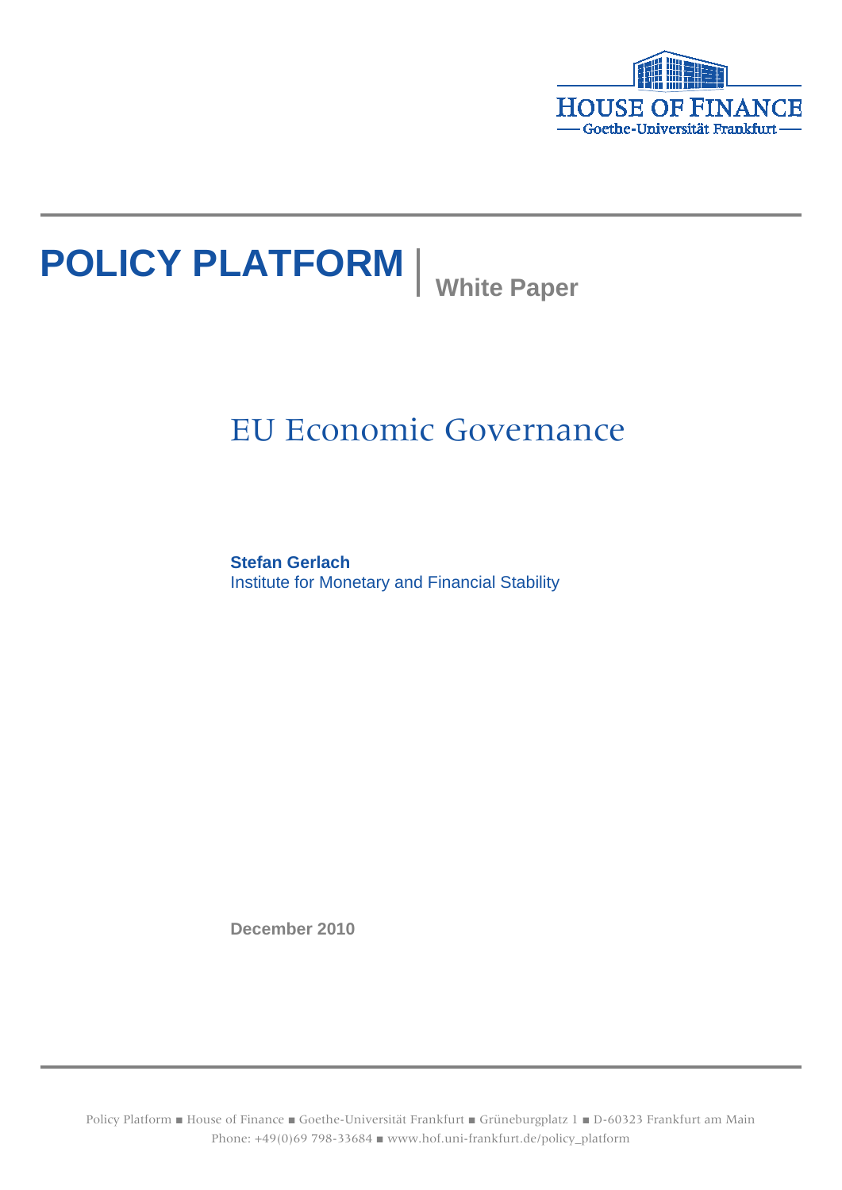HOUSE OF FINANCE
Goethe-Universität Frankfurt

**POLICY PLATFORM** | White Paper

# EU Economic Governance

**Stefan Gerlach**
Institute for Monetary and Financial Stability

December 2010

Policy Platform ■ House of Finance ■ Goethe-Universität Frankfurt ■ Grüneburgplatz 1 ■ D-60323 Frankfurt am Main
Phone: +49(0)69 798-33684 ■ www.hof.uni-frankfurt.de/policy_platform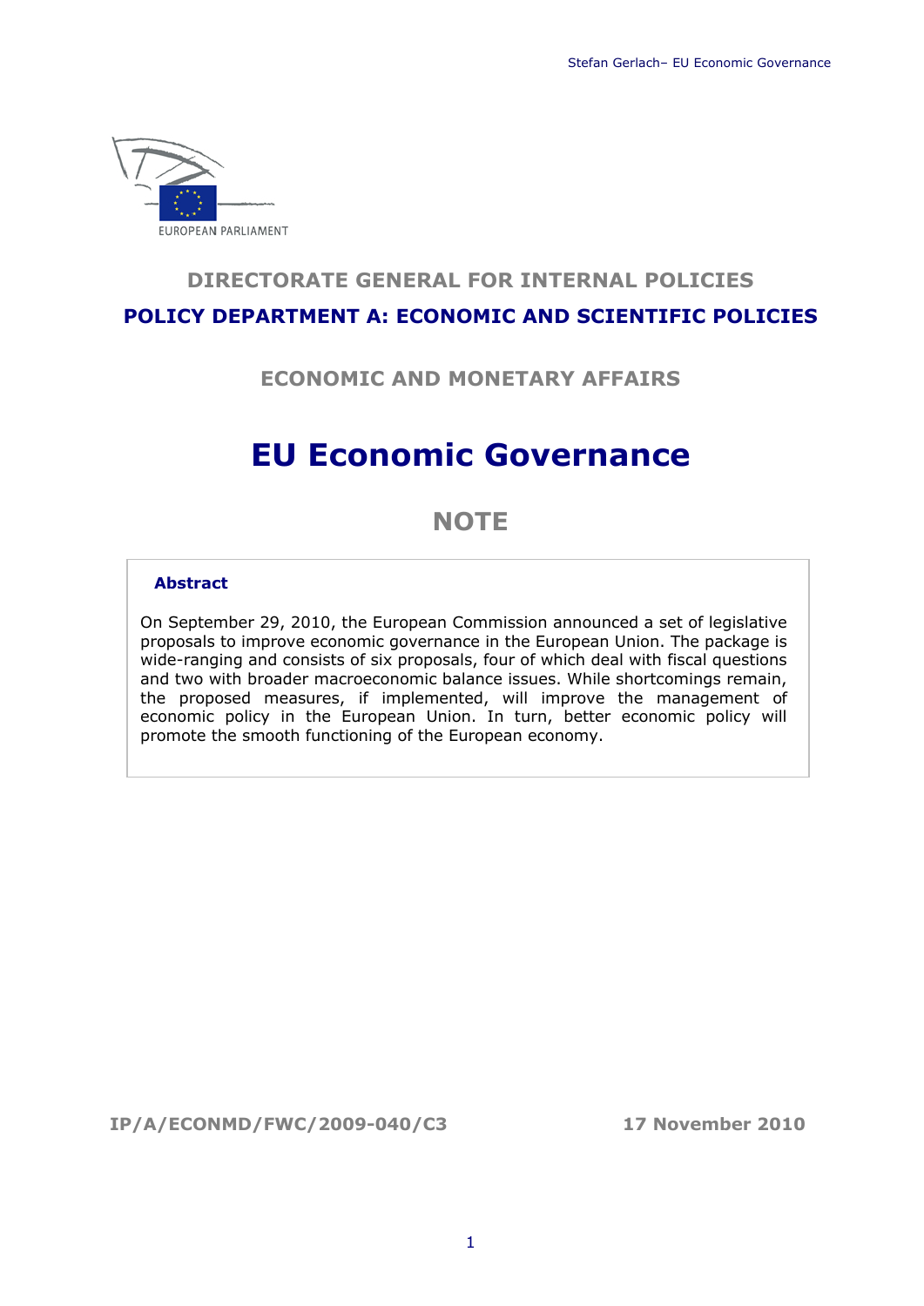DIRECTORATE GENERAL FOR INTERNAL POLICIES

**POLICY DEPARTMENT A: ECONOMIC AND SCIENTIFIC POLICIES**

ECONOMIC AND MONETARY AFFAIRS

# EU Economic Governance

## NOTE

**Abstract**

On September 29, 2010, the European Commission announced a set of legislative proposals to improve economic governance in the European Union. The package is wide-ranging and consists of six proposals, four of which deal with fiscal questions and two with broader macroeconomic balance issues. While shortcomings remain, the proposed measures, if implemented, will improve the management of economic policy in the European Union. In turn, better economic policy will promote the smooth functioning of the European economy.

**IP/A/ECONMD/FWC/2009-040/C3** **17 November 2010**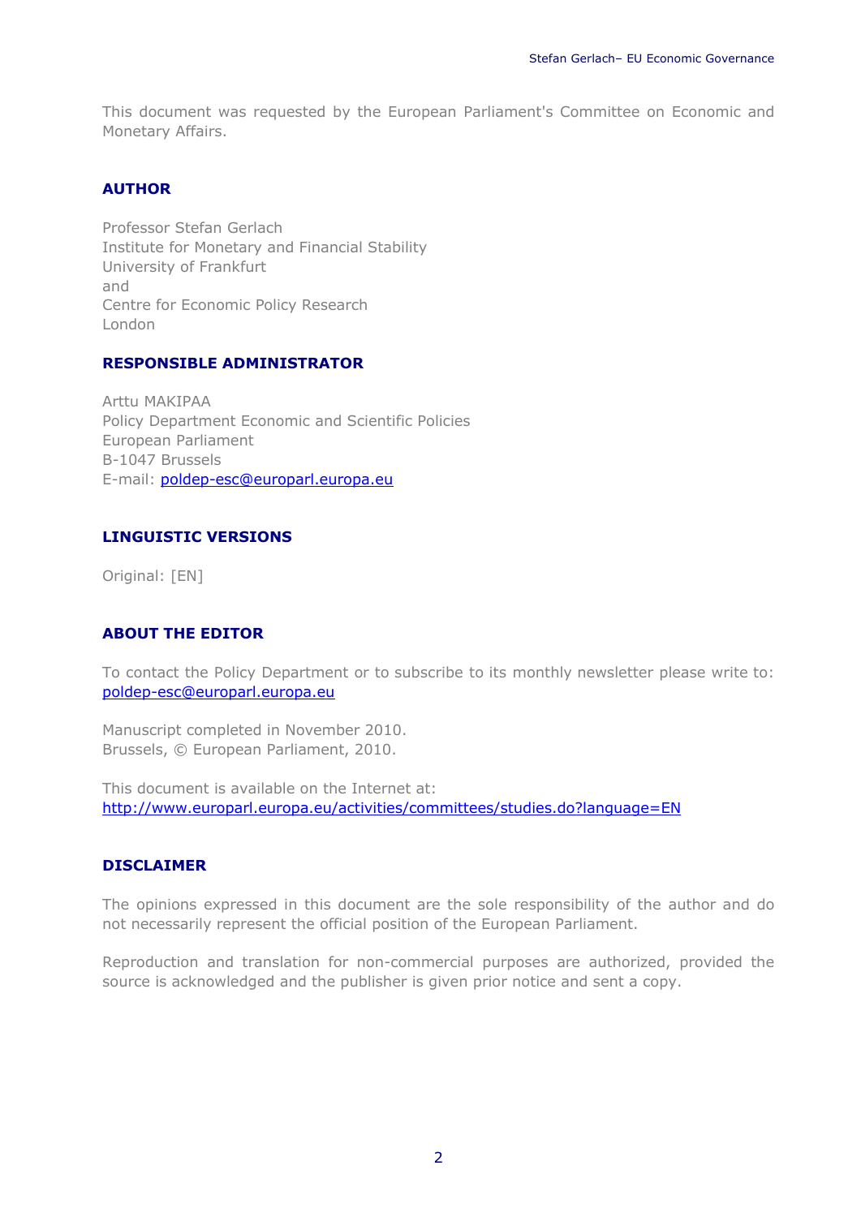This document was requested by the European Parliament's Committee on Economic and Monetary Affairs.

## AUTHOR

Professor Stefan Gerlach
Institute for Monetary and Financial Stability
University of Frankfurt
and
Centre for Economic Policy Research
London

## RESPONSIBLE ADMINISTRATOR

Arttu MAKIPAA
Policy Department Economic and Scientific Policies
European Parliament
B-1047 Brussels
E-mail: poldep-esc@europarl.europa.eu

## LINGUISTIC VERSIONS

Original: [EN]

## ABOUT THE EDITOR

To contact the Policy Department or to subscribe to its monthly newsletter please write to: poldep-esc@europarl.europa.eu

Manuscript completed in November 2010.
Brussels, © European Parliament, 2010.

This document is available on the Internet at:
http://www.europarl.europa.eu/activities/committees/studies.do?language=EN

## DISCLAIMER

The opinions expressed in this document are the sole responsibility of the author and do not necessarily represent the official position of the European Parliament.

Reproduction and translation for non-commercial purposes are authorized, provided the source is acknowledged and the publisher is given prior notice and sent a copy.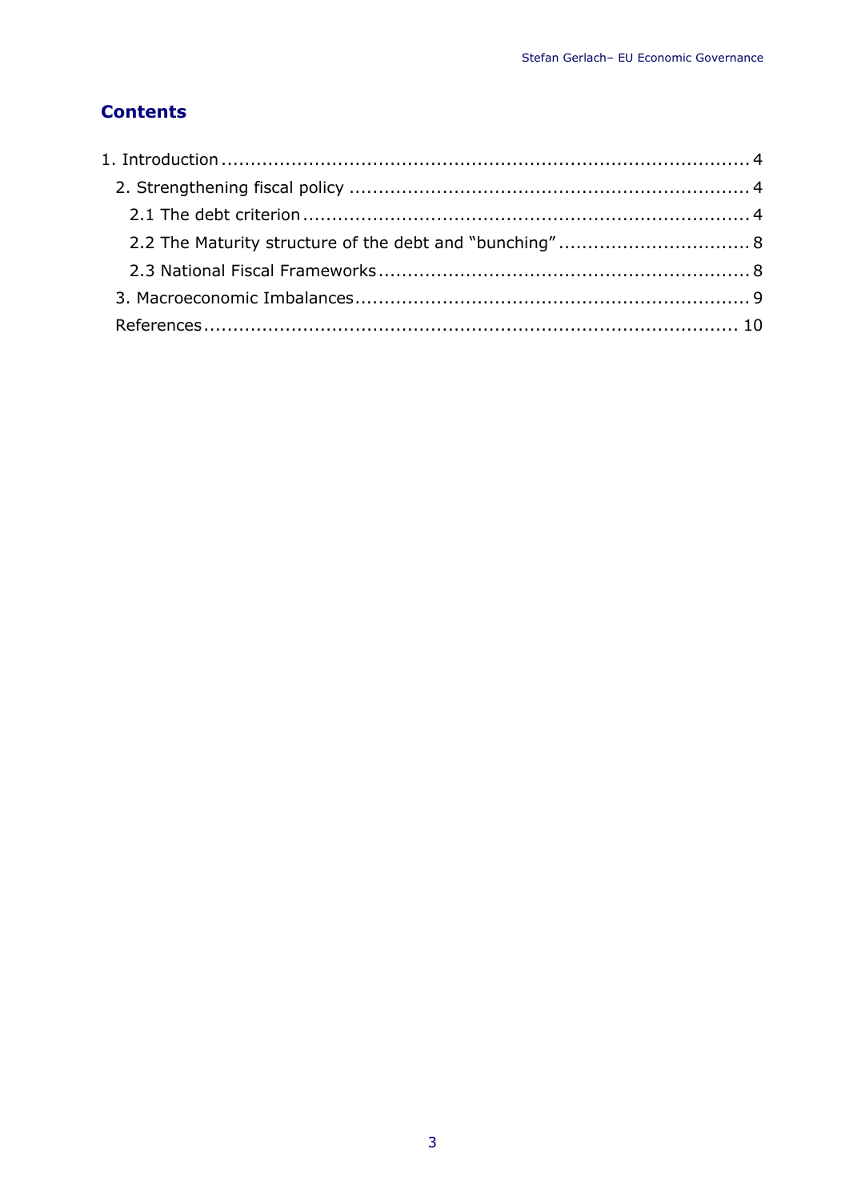## Contents

1. Introduction ........................................................................................ 4
   2. Strengthening fiscal policy .................................................................... 4
      2.1 The debt criterion ........................................................................... 4
      2.2 The Maturity structure of the debt and "bunching" ................................ 8
      2.3 National Fiscal Frameworks ............................................................... 8
   3. Macroeconomic Imbalances ................................................................... 9
   References ......................................................................................... 10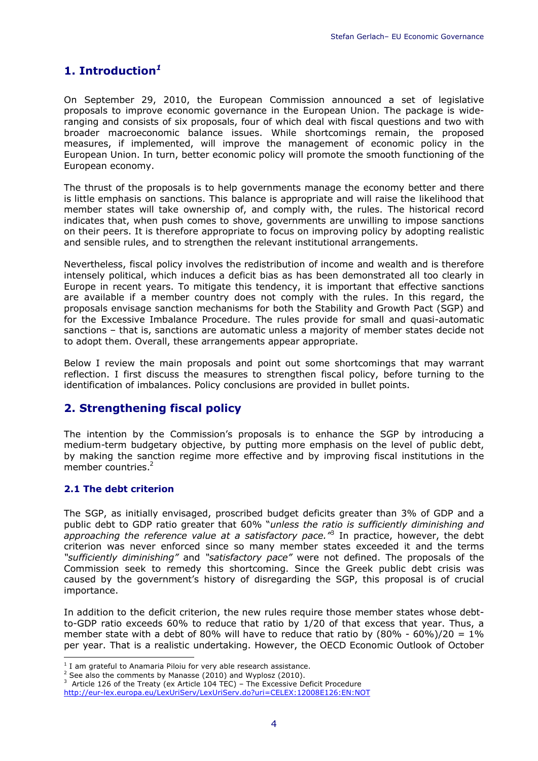## 1. Introduction[1]

On September 29, 2010, the European Commission announced a set of legislative proposals to improve economic governance in the European Union. The package is wide-ranging and consists of six proposals, four of which deal with fiscal questions and two with broader macroeconomic balance issues. While shortcomings remain, the proposed measures, if implemented, will improve the management of economic policy in the European Union. In turn, better economic policy will promote the smooth functioning of the European economy.

The thrust of the proposals is to help governments manage the economy better and there is little emphasis on sanctions. This balance is appropriate and will raise the likelihood that member states will take ownership of, and comply with, the rules. The historical record indicates that, when push comes to shove, governments are unwilling to impose sanctions on their peers. It is therefore appropriate to focus on improving policy by adopting realistic and sensible rules, and to strengthen the relevant institutional arrangements.

Nevertheless, fiscal policy involves the redistribution of income and wealth and is therefore intensely political, which induces a deficit bias as has been demonstrated all too clearly in Europe in recent years. To mitigate this tendency, it is important that effective sanctions are available if a member country does not comply with the rules. In this regard, the proposals envisage sanction mechanisms for both the Stability and Growth Pact (SGP) and for the Excessive Imbalance Procedure. The rules provide for small and quasi-automatic sanctions – that is, sanctions are automatic unless a majority of member states decide not to adopt them. Overall, these arrangements appear appropriate.

Below I review the main proposals and point out some shortcomings that may warrant reflection. I first discuss the measures to strengthen fiscal policy, before turning to the identification of imbalances. Policy conclusions are provided in bullet points.

## 2. Strengthening fiscal policy

The intention by the Commission's proposals is to enhance the SGP by introducing a medium-term budgetary objective, by putting more emphasis on the level of public debt, by making the sanction regime more effective and by improving fiscal institutions in the member countries.[2]

### 2.1 The debt criterion

The SGP, as initially envisaged, proscribed budget deficits greater than 3% of GDP and a public debt to GDP ratio greater that 60% "*unless the ratio is sufficiently diminishing and approaching the reference value at a satisfactory pace.*"[3] In practice, however, the debt criterion was never enforced since so many member states exceeded it and the terms *"sufficiently diminishing"* and *"satisfactory pace"* were not defined. The proposals of the Commission seek to remedy this shortcoming. Since the Greek public debt crisis was caused by the government's history of disregarding the SGP, this proposal is of crucial importance.

In addition to the deficit criterion, the new rules require those member states whose debt-to-GDP ratio exceeds 60% to reduce that ratio by 1/20 of that excess that year. Thus, a member state with a debt of 80% will have to reduce that ratio by (80% - 60%)/20 = 1% per year. That is a realistic undertaking. However, the OECD Economic Outlook of October

---

[1] I am grateful to Anamaria Piloiu for very able research assistance.

[2] See also the comments by Manasse (2010) and Wyplosz (2010).

[3] Article 126 of the Treaty (ex Article 104 TEC) – The Excessive Deficit Procedure http://eur-lex.europa.eu/LexUriServ/LexUriServ.do?uri=CELEX:12008E126:EN:NOT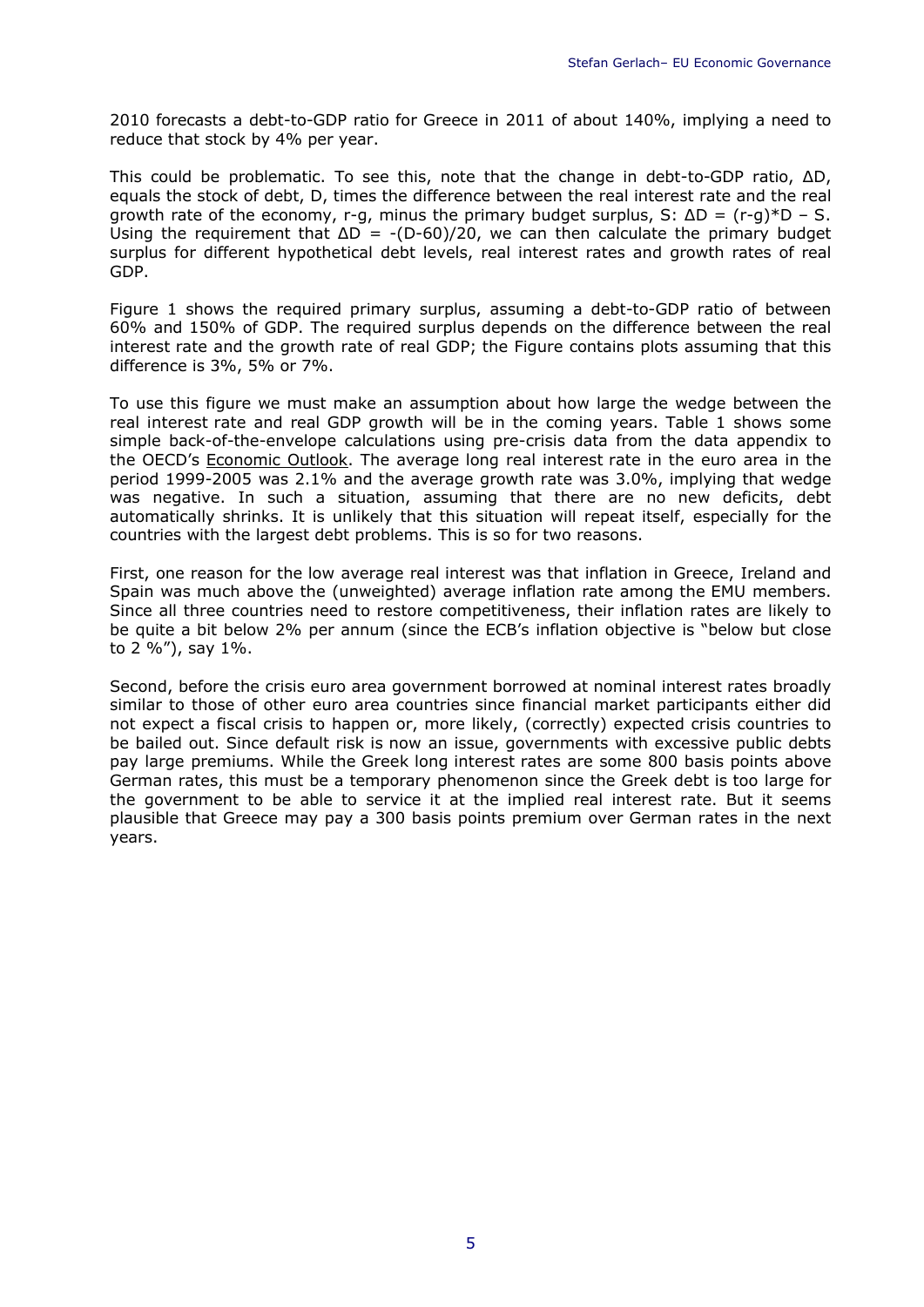2010 forecasts a debt-to-GDP ratio for Greece in 2011 of about 140%, implying a need to reduce that stock by 4% per year.

This could be problematic. To see this, note that the change in debt-to-GDP ratio, $\Delta D$, equals the stock of debt, D, times the difference between the real interest rate and the real growth rate of the economy, r-g, minus the primary budget surplus, S: $\Delta D = (r-g)*D - S$. Using the requirement that $\Delta D = -(D-60)/20$, we can then calculate the primary budget surplus for different hypothetical debt levels, real interest rates and growth rates of real GDP.

Figure 1 shows the required primary surplus, assuming a debt-to-GDP ratio of between 60% and 150% of GDP. The required surplus depends on the difference between the real interest rate and the growth rate of real GDP; the Figure contains plots assuming that this difference is 3%, 5% or 7%.

To use this figure we must make an assumption about how large the wedge between the real interest rate and real GDP growth will be in the coming years. Table 1 shows some simple back-of-the-envelope calculations using pre-crisis data from the data appendix to the OECD's Economic Outlook. The average long real interest rate in the euro area in the period 1999-2005 was 2.1% and the average growth rate was 3.0%, implying that wedge was negative. In such a situation, assuming that there are no new deficits, debt automatically shrinks. It is unlikely that this situation will repeat itself, especially for the countries with the largest debt problems. This is so for two reasons.

First, one reason for the low average real interest was that inflation in Greece, Ireland and Spain was much above the (unweighted) average inflation rate among the EMU members. Since all three countries need to restore competitiveness, their inflation rates are likely to be quite a bit below 2% per annum (since the ECB's inflation objective is "below but close to 2 %"), say 1%.

Second, before the crisis euro area government borrowed at nominal interest rates broadly similar to those of other euro area countries since financial market participants either did not expect a fiscal crisis to happen or, more likely, (correctly) expected crisis countries to be bailed out. Since default risk is now an issue, governments with excessive public debts pay large premiums. While the Greek long interest rates are some 800 basis points above German rates, this must be a temporary phenomenon since the Greek debt is too large for the government to be able to service it at the implied real interest rate. But it seems plausible that Greece may pay a 300 basis points premium over German rates in the next years.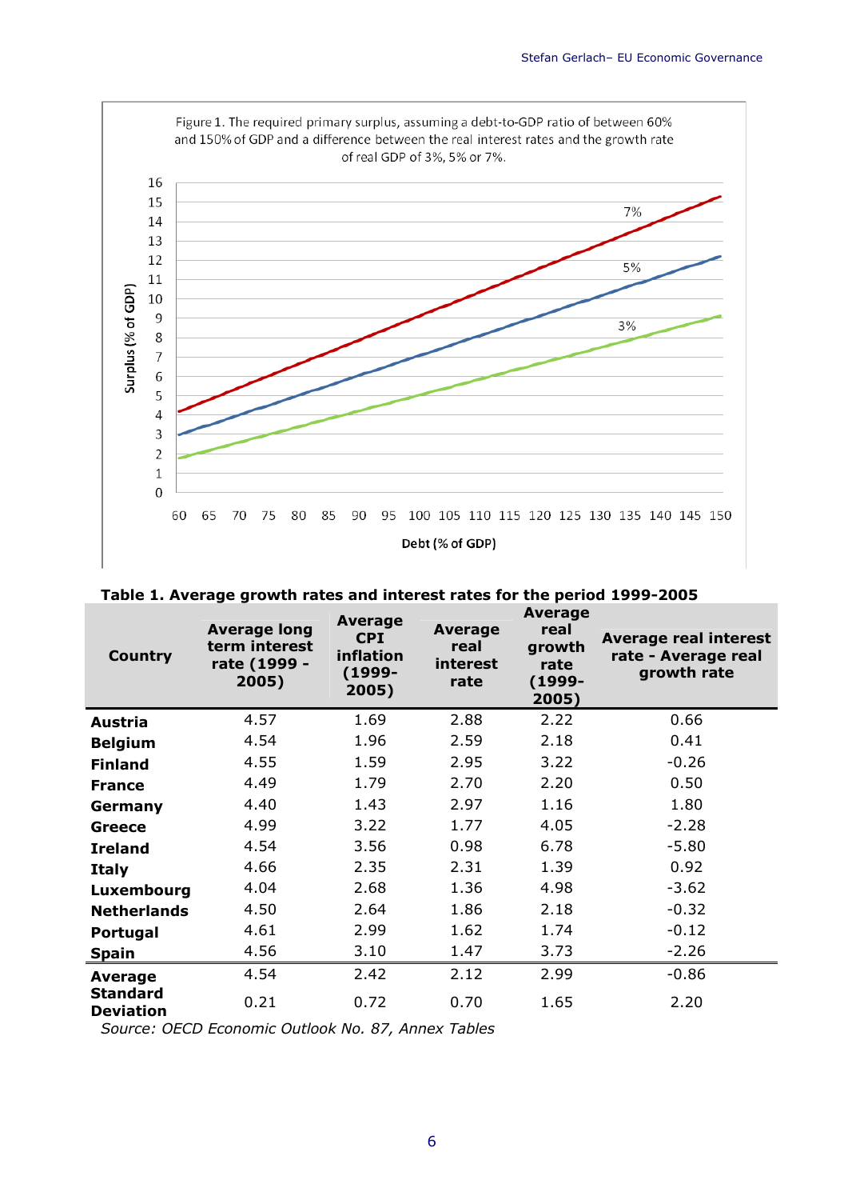Figure 1. The required primary surplus, assuming a debt-to-GDP ratio of between 60% and 150% of GDP and a difference between the real interest rates and the growth rate of real GDP of 3%, 5% or 7%.

**Table 1. Average growth rates and interest rates for the period 1999-2005**

| Country | Average long term interest rate (1999 - 2005) | Average CPI inflation (1999-2005) | Average real interest rate | Average real growth rate (1999-2005) | Average real interest rate - Average real growth rate |
|---|---|---|---|---|---|
| **Austria** | 4.57 | 1.69 | 2.88 | 2.22 | 0.66 |
| **Belgium** | 4.54 | 1.96 | 2.59 | 2.18 | 0.41 |
| **Finland** | 4.55 | 1.59 | 2.95 | 3.22 | -0.26 |
| **France** | 4.49 | 1.79 | 2.70 | 2.20 | 0.50 |
| **Germany** | 4.40 | 1.43 | 2.97 | 1.16 | 1.80 |
| **Greece** | 4.99 | 3.22 | 1.77 | 4.05 | -2.28 |
| **Ireland** | 4.54 | 3.56 | 0.98 | 6.78 | -5.80 |
| **Italy** | 4.66 | 2.35 | 2.31 | 1.39 | 0.92 |
| **Luxembourg** | 4.04 | 2.68 | 1.36 | 4.98 | -3.62 |
| **Netherlands** | 4.50 | 2.64 | 1.86 | 2.18 | -0.32 |
| **Portugal** | 4.61 | 2.99 | 1.62 | 1.74 | -0.12 |
| **Spain** | 4.56 | 3.10 | 1.47 | 3.73 | -2.26 |
| **Average** | 4.54 | 2.42 | 2.12 | 2.99 | -0.86 |
| **Standard Deviation** | 0.21 | 0.72 | 0.70 | 1.65 | 2.20 |

*Source: OECD Economic Outlook No. 87, Annex Tables*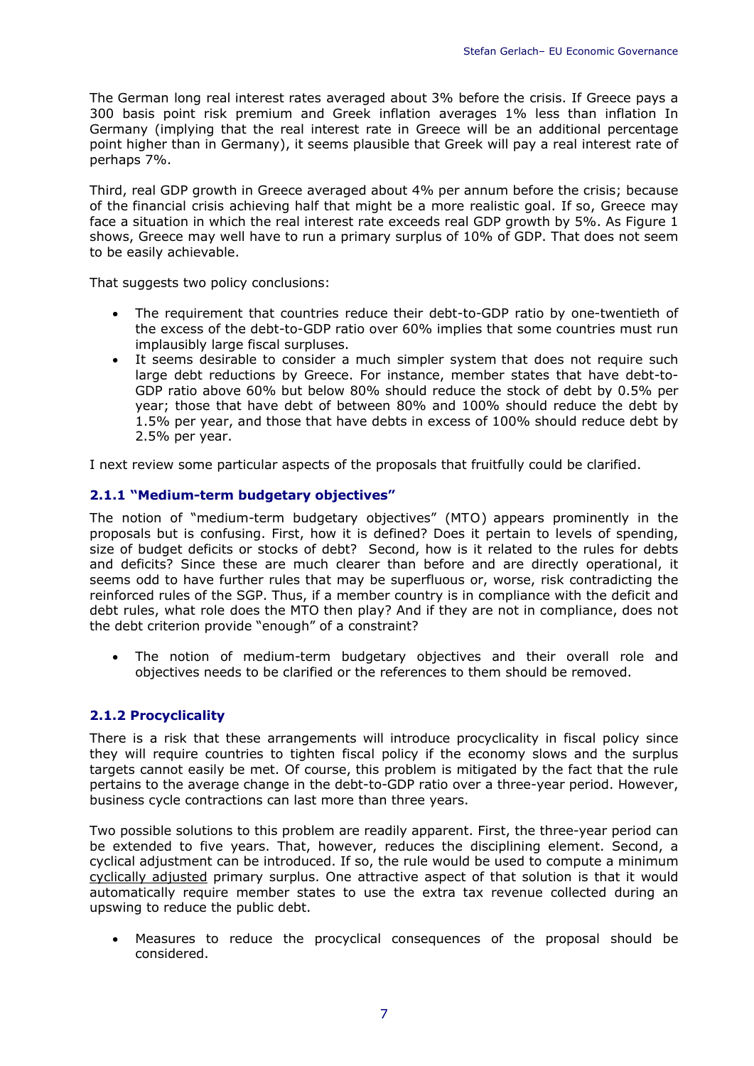The German long real interest rates averaged about 3% before the crisis. If Greece pays a 300 basis point risk premium and Greek inflation averages 1% less than inflation In Germany (implying that the real interest rate in Greece will be an additional percentage point higher than in Germany), it seems plausible that Greek will pay a real interest rate of perhaps 7%.

Third, real GDP growth in Greece averaged about 4% per annum before the crisis; because of the financial crisis achieving half that might be a more realistic goal. If so, Greece may face a situation in which the real interest rate exceeds real GDP growth by 5%. As Figure 1 shows, Greece may well have to run a primary surplus of 10% of GDP. That does not seem to be easily achievable.

That suggests two policy conclusions:

- The requirement that countries reduce their debt-to-GDP ratio by one-twentieth of the excess of the debt-to-GDP ratio over 60% implies that some countries must run implausibly large fiscal surpluses.
- It seems desirable to consider a much simpler system that does not require such large debt reductions by Greece. For instance, member states that have debt-to-GDP ratio above 60% but below 80% should reduce the stock of debt by 0.5% per year; those that have debt of between 80% and 100% should reduce the debt by 1.5% per year, and those that have debts in excess of 100% should reduce debt by 2.5% per year.

I next review some particular aspects of the proposals that fruitfully could be clarified.

### 2.1.1 "Medium-term budgetary objectives"

The notion of "medium-term budgetary objectives" (MTO) appears prominently in the proposals but is confusing. First, how it is defined? Does it pertain to levels of spending, size of budget deficits or stocks of debt? Second, how is it related to the rules for debts and deficits? Since these are much clearer than before and are directly operational, it seems odd to have further rules that may be superfluous or, worse, risk contradicting the reinforced rules of the SGP. Thus, if a member country is in compliance with the deficit and debt rules, what role does the MTO then play? And if they are not in compliance, does not the debt criterion provide "enough" of a constraint?

- The notion of medium-term budgetary objectives and their overall role and objectives needs to be clarified or the references to them should be removed.

### 2.1.2 Procyclicality

There is a risk that these arrangements will introduce procyclicality in fiscal policy since they will require countries to tighten fiscal policy if the economy slows and the surplus targets cannot easily be met. Of course, this problem is mitigated by the fact that the rule pertains to the average change in the debt-to-GDP ratio over a three-year period. However, business cycle contractions can last more than three years.

Two possible solutions to this problem are readily apparent. First, the three-year period can be extended to five years. That, however, reduces the disciplining element. Second, a cyclical adjustment can be introduced. If so, the rule would be used to compute a minimum cyclically adjusted primary surplus. One attractive aspect of that solution is that it would automatically require member states to use the extra tax revenue collected during an upswing to reduce the public debt.

- Measures to reduce the procyclical consequences of the proposal should be considered.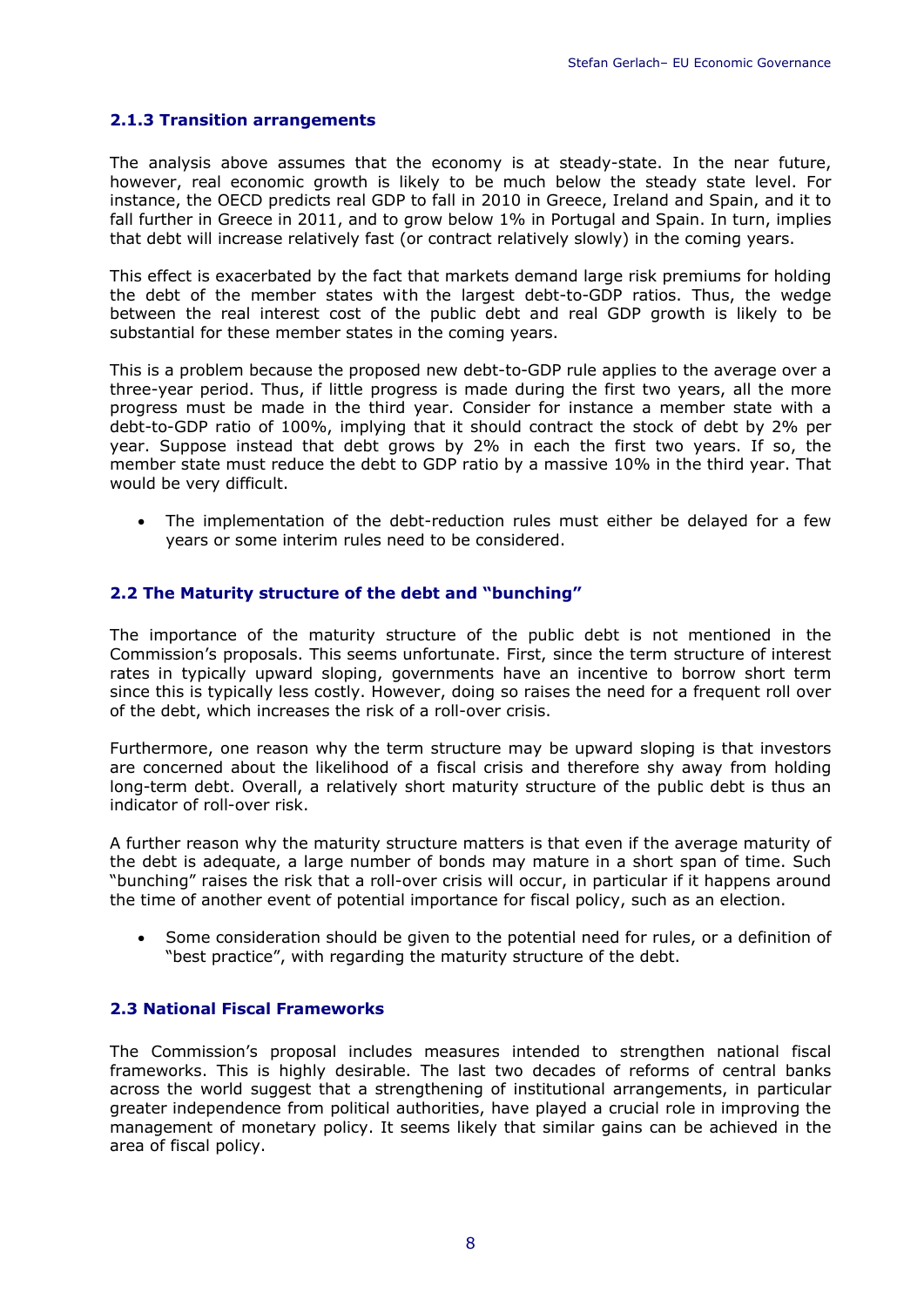### 2.1.3 Transition arrangements

The analysis above assumes that the economy is at steady-state. In the near future, however, real economic growth is likely to be much below the steady state level. For instance, the OECD predicts real GDP to fall in 2010 in Greece, Ireland and Spain, and it to fall further in Greece in 2011, and to grow below 1% in Portugal and Spain. In turn, implies that debt will increase relatively fast (or contract relatively slowly) in the coming years.

This effect is exacerbated by the fact that markets demand large risk premiums for holding the debt of the member states with the largest debt-to-GDP ratios. Thus, the wedge between the real interest cost of the public debt and real GDP growth is likely to be substantial for these member states in the coming years.

This is a problem because the proposed new debt-to-GDP rule applies to the average over a three-year period. Thus, if little progress is made during the first two years, all the more progress must be made in the third year. Consider for instance a member state with a debt-to-GDP ratio of 100%, implying that it should contract the stock of debt by 2% per year. Suppose instead that debt grows by 2% in each the first two years. If so, the member state must reduce the debt to GDP ratio by a massive 10% in the third year. That would be very difficult.

- The implementation of the debt-reduction rules must either be delayed for a few years or some interim rules need to be considered.

## 2.2 The Maturity structure of the debt and "bunching"

The importance of the maturity structure of the public debt is not mentioned in the Commission's proposals. This seems unfortunate. First, since the term structure of interest rates in typically upward sloping, governments have an incentive to borrow short term since this is typically less costly. However, doing so raises the need for a frequent roll over of the debt, which increases the risk of a roll-over crisis.

Furthermore, one reason why the term structure may be upward sloping is that investors are concerned about the likelihood of a fiscal crisis and therefore shy away from holding long-term debt. Overall, a relatively short maturity structure of the public debt is thus an indicator of roll-over risk.

A further reason why the maturity structure matters is that even if the average maturity of the debt is adequate, a large number of bonds may mature in a short span of time. Such "bunching" raises the risk that a roll-over crisis will occur, in particular if it happens around the time of another event of potential importance for fiscal policy, such as an election.

- Some consideration should be given to the potential need for rules, or a definition of "best practice", with regarding the maturity structure of the debt.

## 2.3 National Fiscal Frameworks

The Commission's proposal includes measures intended to strengthen national fiscal frameworks. This is highly desirable. The last two decades of reforms of central banks across the world suggest that a strengthening of institutional arrangements, in particular greater independence from political authorities, have played a crucial role in improving the management of monetary policy. It seems likely that similar gains can be achieved in the area of fiscal policy.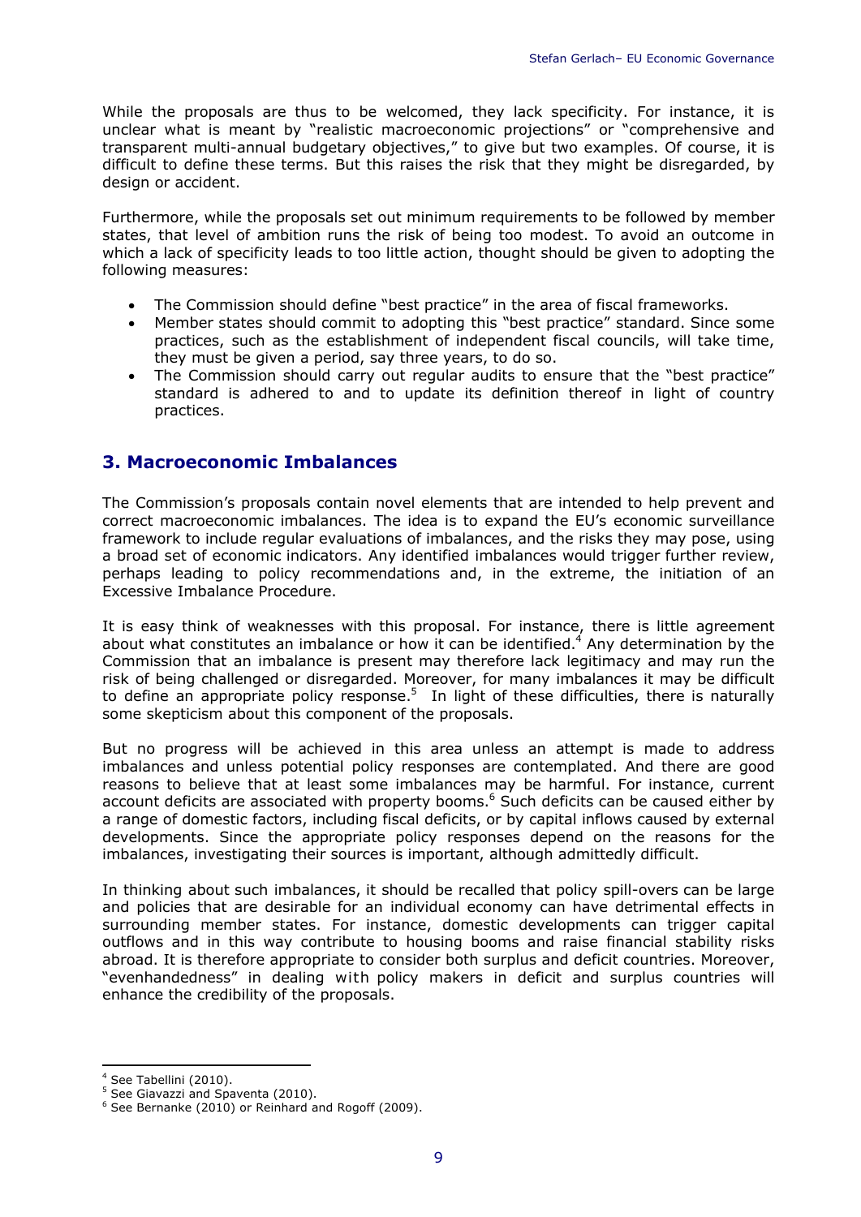While the proposals are thus to be welcomed, they lack specificity. For instance, it is unclear what is meant by "realistic macroeconomic projections" or "comprehensive and transparent multi-annual budgetary objectives," to give but two examples. Of course, it is difficult to define these terms. But this raises the risk that they might be disregarded, by design or accident.

Furthermore, while the proposals set out minimum requirements to be followed by member states, that level of ambition runs the risk of being too modest. To avoid an outcome in which a lack of specificity leads to too little action, thought should be given to adopting the following measures:

- The Commission should define "best practice" in the area of fiscal frameworks.
- Member states should commit to adopting this "best practice" standard. Since some practices, such as the establishment of independent fiscal councils, will take time, they must be given a period, say three years, to do so.
- The Commission should carry out regular audits to ensure that the "best practice" standard is adhered to and to update its definition thereof in light of country practices.

## 3. Macroeconomic Imbalances

The Commission's proposals contain novel elements that are intended to help prevent and correct macroeconomic imbalances. The idea is to expand the EU's economic surveillance framework to include regular evaluations of imbalances, and the risks they may pose, using a broad set of economic indicators. Any identified imbalances would trigger further review, perhaps leading to policy recommendations and, in the extreme, the initiation of an Excessive Imbalance Procedure.

It is easy think of weaknesses with this proposal. For instance, there is little agreement about what constitutes an imbalance or how it can be identified.[4] Any determination by the Commission that an imbalance is present may therefore lack legitimacy and may run the risk of being challenged or disregarded. Moreover, for many imbalances it may be difficult to define an appropriate policy response.[5] In light of these difficulties, there is naturally some skepticism about this component of the proposals.

But no progress will be achieved in this area unless an attempt is made to address imbalances and unless potential policy responses are contemplated. And there are good reasons to believe that at least some imbalances may be harmful. For instance, current account deficits are associated with property booms.[6] Such deficits can be caused either by a range of domestic factors, including fiscal deficits, or by capital inflows caused by external developments. Since the appropriate policy responses depend on the reasons for the imbalances, investigating their sources is important, although admittedly difficult.

In thinking about such imbalances, it should be recalled that policy spill-overs can be large and policies that are desirable for an individual economy can have detrimental effects in surrounding member states. For instance, domestic developments can trigger capital outflows and in this way contribute to housing booms and raise financial stability risks abroad. It is therefore appropriate to consider both surplus and deficit countries. Moreover, "evenhandedness" in dealing with policy makers in deficit and surplus countries will enhance the credibility of the proposals.

---

[4] See Tabellini (2010).
[5] See Giavazzi and Spaventa (2010).
[6] See Bernanke (2010) or Reinhard and Rogoff (2009).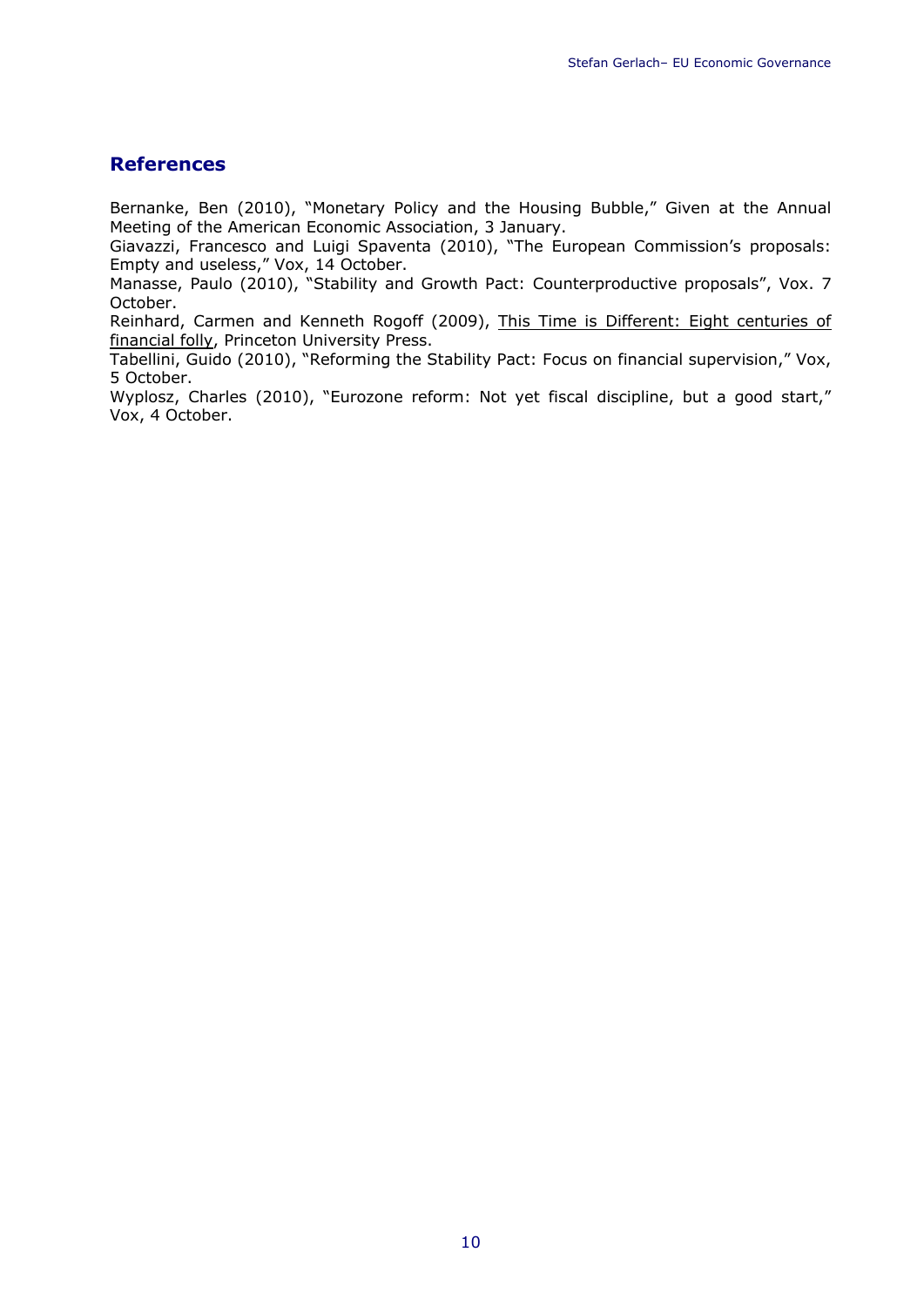## References

Bernanke, Ben (2010), "Monetary Policy and the Housing Bubble," Given at the Annual Meeting of the American Economic Association, 3 January.

Giavazzi, Francesco and Luigi Spaventa (2010), "The European Commission's proposals: Empty and useless," Vox, 14 October.

Manasse, Paulo (2010), "Stability and Growth Pact: Counterproductive proposals", Vox. 7 October.

Reinhard, Carmen and Kenneth Rogoff (2009), This Time is Different: Eight centuries of financial folly, Princeton University Press.

Tabellini, Guido (2010), "Reforming the Stability Pact: Focus on financial supervision," Vox, 5 October.

Wyplosz, Charles (2010), "Eurozone reform: Not yet fiscal discipline, but a good start," Vox, 4 October.